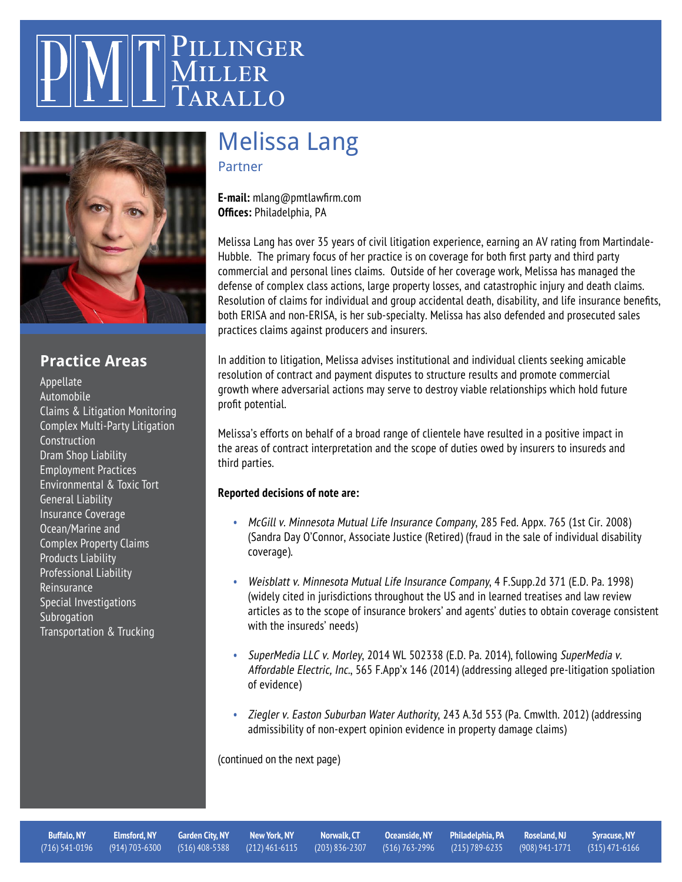# Pillinger Miller Tarallo

# Melissa Lang

Partner

**E-mail:** mlang@pmtlawfirm.com
**Offices:** Philadelphia, PA

Melissa Lang has over 35 years of civil litigation experience, earning an AV rating from Martindale-Hubble. The primary focus of her practice is on coverage for both first party and third party commercial and personal lines claims. Outside of her coverage work, Melissa has managed the defense of complex class actions, large property losses, and catastrophic injury and death claims. Resolution of claims for individual and group accidental death, disability, and life insurance benefits, both ERISA and non-ERISA, is her sub-specialty. Melissa has also defended and prosecuted sales practices claims against producers and insurers.

In addition to litigation, Melissa advises institutional and individual clients seeking amicable resolution of contract and payment disputes to structure results and promote commercial growth where adversarial actions may serve to destroy viable relationships which hold future profit potential.

Melissa's efforts on behalf of a broad range of clientele have resulted in a positive impact in the areas of contract interpretation and the scope of duties owed by insurers to insureds and third parties.

**Reported decisions of note are:**

- *McGill v. Minnesota Mutual Life Insurance Company*, 285 Fed. Appx. 765 (1st Cir. 2008) (Sandra Day O'Connor, Associate Justice (Retired) (fraud in the sale of individual disability coverage).
- *Weisblatt v. Minnesota Mutual Life Insurance Company*, 4 F.Supp.2d 371 (E.D. Pa. 1998) (widely cited in jurisdictions throughout the US and in learned treatises and law review articles as to the scope of insurance brokers' and agents' duties to obtain coverage consistent with the insureds' needs)
- *SuperMedia LLC v. Morley*, 2014 WL 502338 (E.D. Pa. 2014), following *SuperMedia v. Affordable Electric, Inc.*, 565 F.App'x 146 (2014) (addressing alleged pre-litigation spoliation of evidence)
- *Ziegler v. Easton Suburban Water Authority*, 243 A.3d 553 (Pa. Cmwlth. 2012) (addressing admissibility of non-expert opinion evidence in property damage claims)

(continued on the next page)

## Practice Areas

Appellate
Automobile
Claims & Litigation Monitoring
Complex Multi-Party Litigation
Construction
Dram Shop Liability
Employment Practices
Environmental & Toxic Tort
General Liability
Insurance Coverage
Ocean/Marine and Complex Property Claims
Products Liability
Professional Liability
Reinsurance
Special Investigations
Subrogation
Transportation & Trucking

| Buffalo, NY | Elmsford, NY | Garden City, NY | New York, NY | Norwalk, CT | Oceanside, NY | Philadelphia, PA | Roseland, NJ | Syracuse, NY |
|---|---|---|---|---|---|---|---|---|
| (716) 541-0196 | (914) 703-6300 | (516) 408-5388 | (212) 461-6115 | (203) 836-2307 | (516) 763-2996 | (215) 789-6235 | (908) 941-1771 | (315) 471-6166 |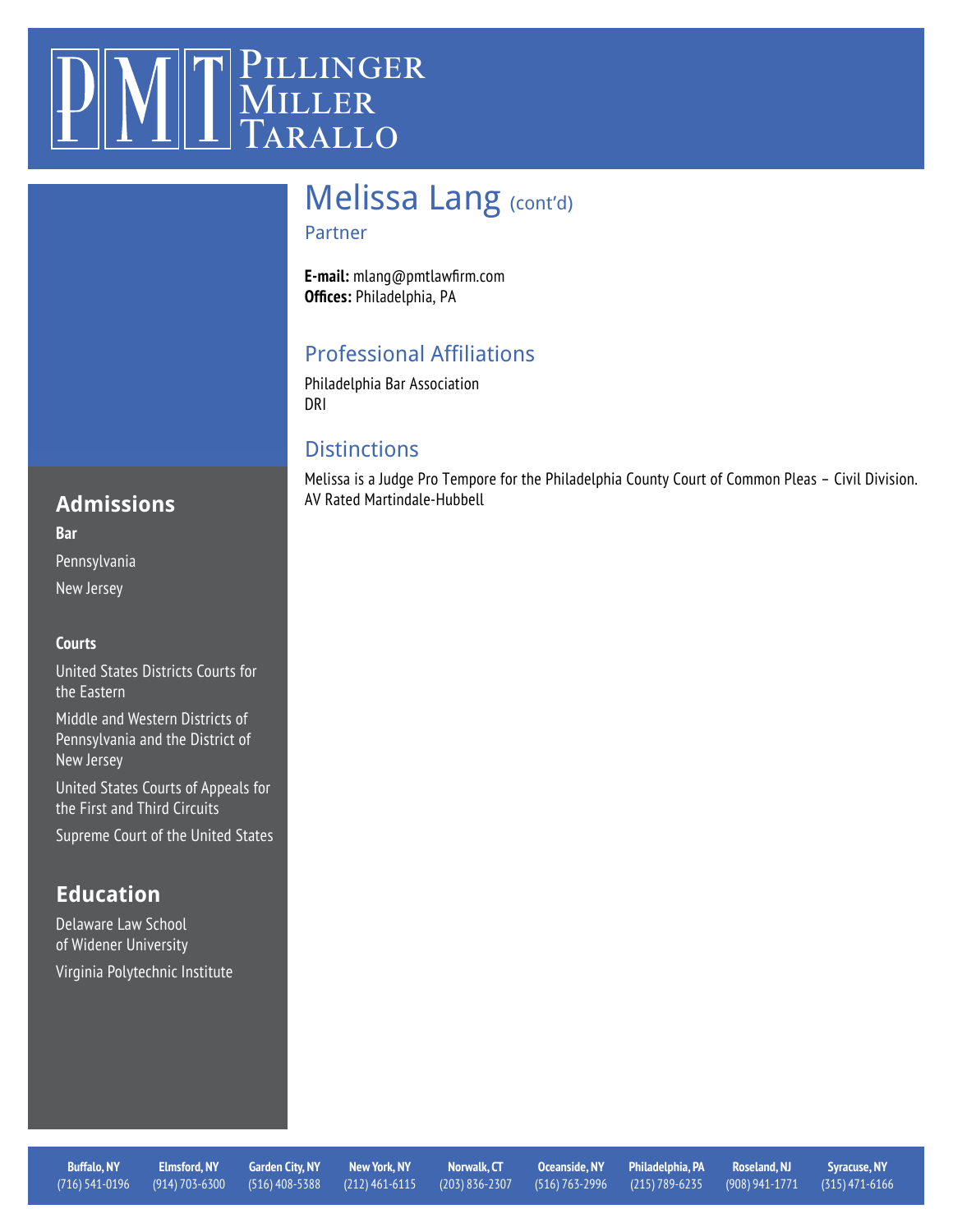# Melissa Lang (cont'd)

Partner

**E-mail:** mlang@pmtlawfirm.com
**Offices:** Philadelphia, PA

## Professional Affiliations

Philadelphia Bar Association
DRI

## Distinctions

Melissa is a Judge Pro Tempore for the Philadelphia County Court of Common Pleas – Civil Division.
AV Rated Martindale-Hubbell

## Admissions

**Bar**

Pennsylvania

New Jersey

**Courts**

United States Districts Courts for the Eastern

Middle and Western Districts of Pennsylvania and the District of New Jersey

United States Courts of Appeals for the First and Third Circuits

Supreme Court of the United States

## Education

Delaware Law School of Widener University

Virginia Polytechnic Institute